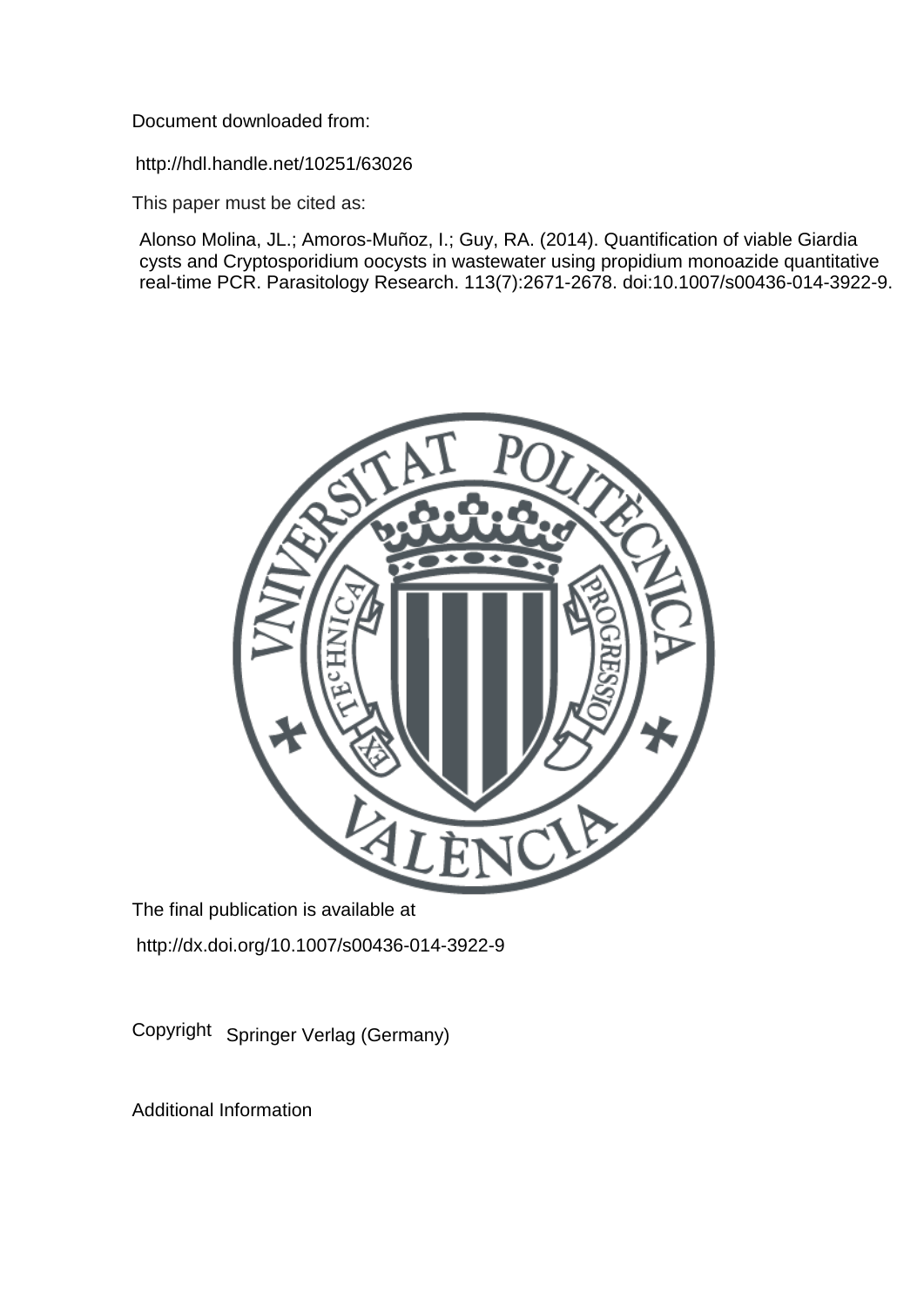Document downloaded from:

http://hdl.handle.net/10251/63026

This paper must be cited as:

Alonso Molina, JL.; Amoros-Muñoz, I.; Guy, RA. (2014). Quantification of viable Giardia cysts and Cryptosporidium oocysts in wastewater using propidium monoazide quantitative real-time PCR. Parasitology Research. 113(7):2671-2678. doi:10.1007/s00436-014-3922-9.

The final publication is available at

http://dx.doi.org/10.1007/s00436-014-3922-9

Copyright Springer Verlag (Germany)

Additional Information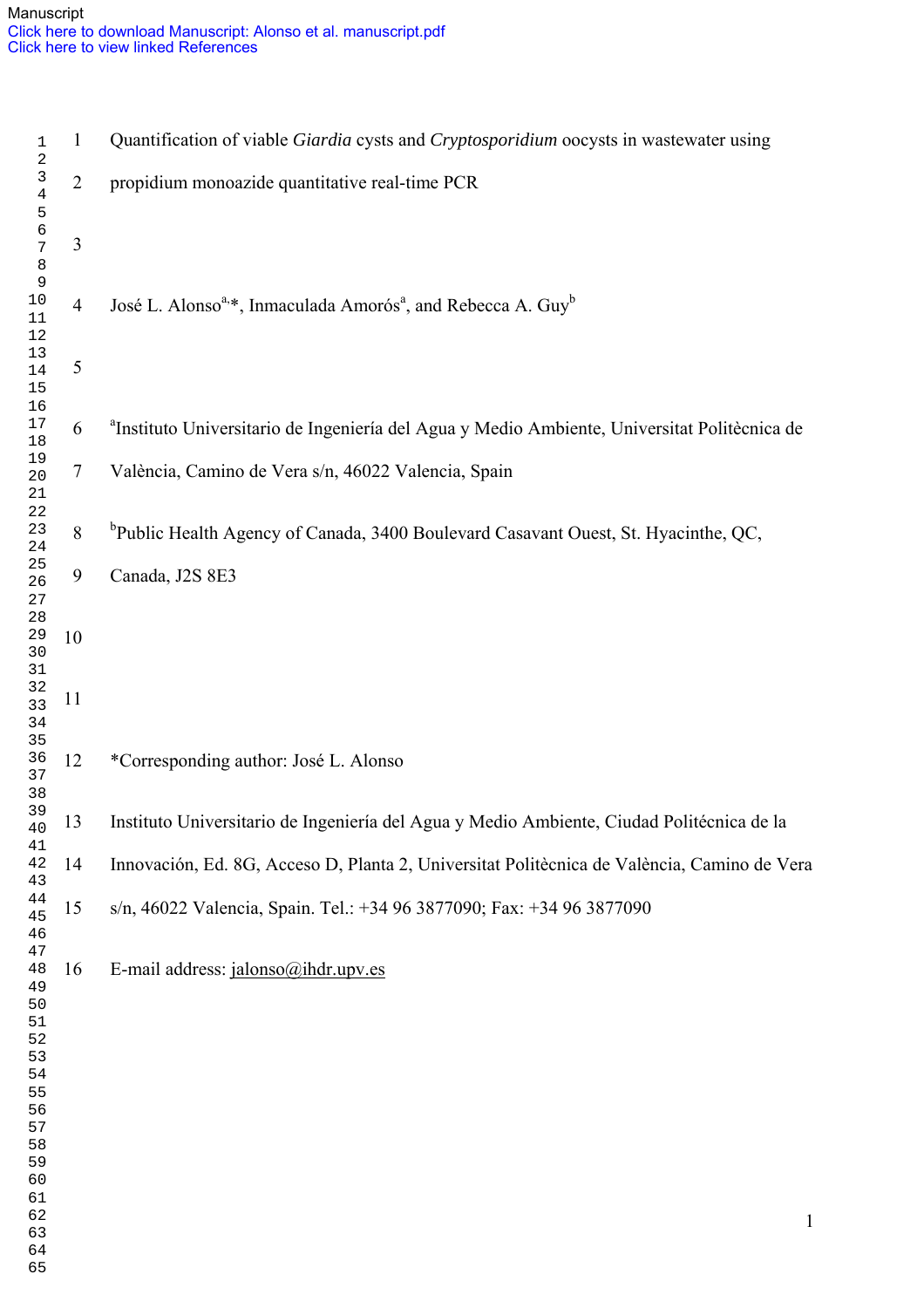Manuscript
Click here to download Manuscript: Alonso et al. manuscript.pdf
Click here to view linked References

# Quantification of viable *Giardia* cysts and *Cryptosporidium* oocysts in wastewater using propidium monoazide quantitative real-time PCR

José L. Alonso[a],*, Inmaculada Amorós[a], and Rebecca A. Guy[b]

[a]Instituto Universitario de Ingeniería del Agua y Medio Ambiente, Universitat Politècnica de València, Camino de Vera s/n, 46022 Valencia, Spain

[b]Public Health Agency of Canada, 3400 Boulevard Casavant Ouest, St. Hyacinthe, QC, Canada, J2S 8E3

*Corresponding author: José L. Alonso

Instituto Universitario de Ingeniería del Agua y Medio Ambiente, Ciudad Politécnica de la Innovación, Ed. 8G, Acceso D, Planta 2, Universitat Politècnica de València, Camino de Vera s/n, 46022 Valencia, Spain. Tel.: +34 96 3877090; Fax: +34 96 3877090

E-mail address: jalonso@ihdr.upv.es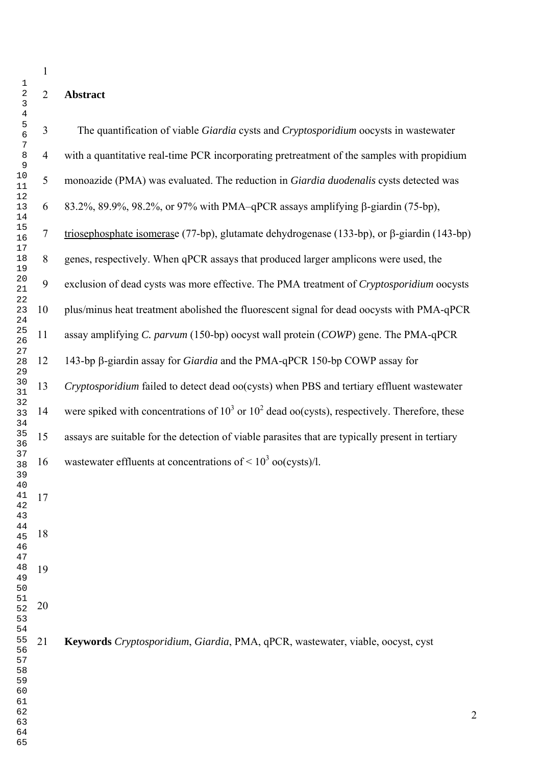## Abstract

The quantification of viable *Giardia* cysts and *Cryptosporidium* oocysts in wastewater with a quantitative real-time PCR incorporating pretreatment of the samples with propidium monoazide (PMA) was evaluated. The reduction in *Giardia duodenalis* cysts detected was 83.2%, 89.9%, 98.2%, or 97% with PMA–qPCR assays amplifying β-giardin (75-bp), triosephosphate isomerase (77-bp), glutamate dehydrogenase (133-bp), or β-giardin (143-bp) genes, respectively. When qPCR assays that produced larger amplicons were used, the exclusion of dead cysts was more effective. The PMA treatment of *Cryptosporidium* oocysts plus/minus heat treatment abolished the fluorescent signal for dead oocysts with PMA-qPCR assay amplifying *C. parvum* (150-bp) oocyst wall protein (*COWP*) gene. The PMA-qPCR 143-bp β-giardin assay for *Giardia* and the PMA-qPCR 150-bp COWP assay for *Cryptosporidium* failed to detect dead oo(cysts) when PBS and tertiary effluent wastewater were spiked with concentrations of $10^3$ or $10^2$ dead oo(cysts), respectively. Therefore, these assays are suitable for the detection of viable parasites that are typically present in tertiary wastewater effluents at concentrations of < $10^3$ oo(cysts)/l.

**Keywords** *Cryptosporidium*, *Giardia*, PMA, qPCR, wastewater, viable, oocyst, cyst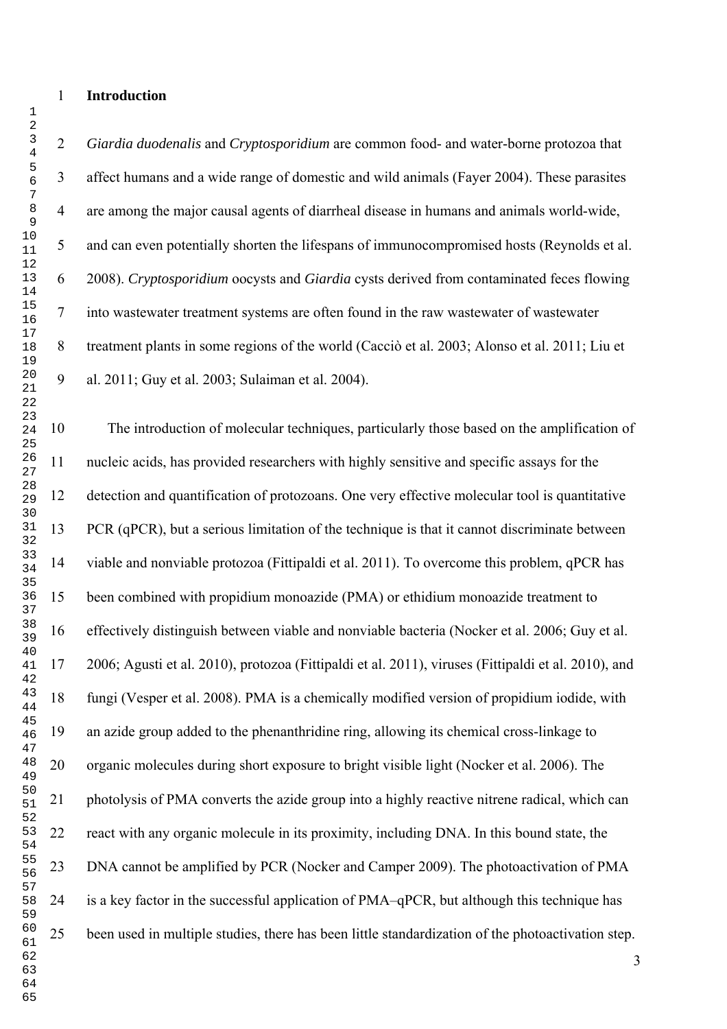## Introduction

*Giardia duodenalis* and *Cryptosporidium* are common food- and water-borne protozoa that affect humans and a wide range of domestic and wild animals (Fayer 2004). These parasites are among the major causal agents of diarrheal disease in humans and animals world-wide, and can even potentially shorten the lifespans of immunocompromised hosts (Reynolds et al. 2008). *Cryptosporidium* oocysts and *Giardia* cysts derived from contaminated feces flowing into wastewater treatment systems are often found in the raw wastewater of wastewater treatment plants in some regions of the world (Cacciò et al. 2003; Alonso et al. 2011; Liu et al. 2011; Guy et al. 2003; Sulaiman et al. 2004).

The introduction of molecular techniques, particularly those based on the amplification of nucleic acids, has provided researchers with highly sensitive and specific assays for the detection and quantification of protozoans. One very effective molecular tool is quantitative PCR (qPCR), but a serious limitation of the technique is that it cannot discriminate between viable and nonviable protozoa (Fittipaldi et al. 2011). To overcome this problem, qPCR has been combined with propidium monoazide (PMA) or ethidium monoazide treatment to effectively distinguish between viable and nonviable bacteria (Nocker et al. 2006; Guy et al. 2006; Agusti et al. 2010), protozoa (Fittipaldi et al. 2011), viruses (Fittipaldi et al. 2010), and fungi (Vesper et al. 2008). PMA is a chemically modified version of propidium iodide, with an azide group added to the phenanthridine ring, allowing its chemical cross-linkage to organic molecules during short exposure to bright visible light (Nocker et al. 2006). The photolysis of PMA converts the azide group into a highly reactive nitrene radical, which can react with any organic molecule in its proximity, including DNA. In this bound state, the DNA cannot be amplified by PCR (Nocker and Camper 2009). The photoactivation of PMA is a key factor in the successful application of PMA–qPCR, but although this technique has been used in multiple studies, there has been little standardization of the photoactivation step.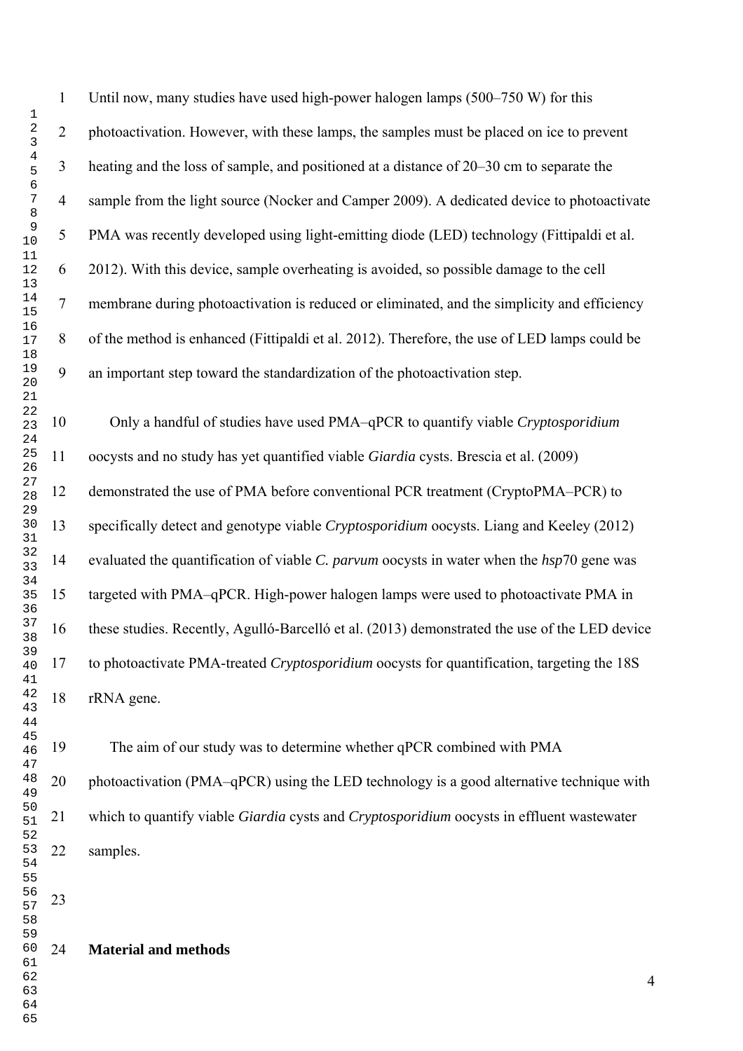Until now, many studies have used high-power halogen lamps (500–750 W) for this photoactivation. However, with these lamps, the samples must be placed on ice to prevent heating and the loss of sample, and positioned at a distance of 20–30 cm to separate the sample from the light source (Nocker and Camper 2009). A dedicated device to photoactivate PMA was recently developed using light-emitting diode (LED) technology (Fittipaldi et al. 2012). With this device, sample overheating is avoided, so possible damage to the cell membrane during photoactivation is reduced or eliminated, and the simplicity and efficiency of the method is enhanced (Fittipaldi et al. 2012). Therefore, the use of LED lamps could be an important step toward the standardization of the photoactivation step.

Only a handful of studies have used PMA–qPCR to quantify viable *Cryptosporidium* oocysts and no study has yet quantified viable *Giardia* cysts. Brescia et al. (2009) demonstrated the use of PMA before conventional PCR treatment (CryptoPMA–PCR) to specifically detect and genotype viable *Cryptosporidium* oocysts. Liang and Keeley (2012) evaluated the quantification of viable *C. parvum* oocysts in water when the *hsp*70 gene was targeted with PMA–qPCR. High-power halogen lamps were used to photoactivate PMA in these studies. Recently, Agulló-Barcelló et al. (2013) demonstrated the use of the LED device to photoactivate PMA-treated *Cryptosporidium* oocysts for quantification, targeting the 18S rRNA gene.

The aim of our study was to determine whether qPCR combined with PMA photoactivation (PMA–qPCR) using the LED technology is a good alternative technique with which to quantify viable *Giardia* cysts and *Cryptosporidium* oocysts in effluent wastewater samples.

## Material and methods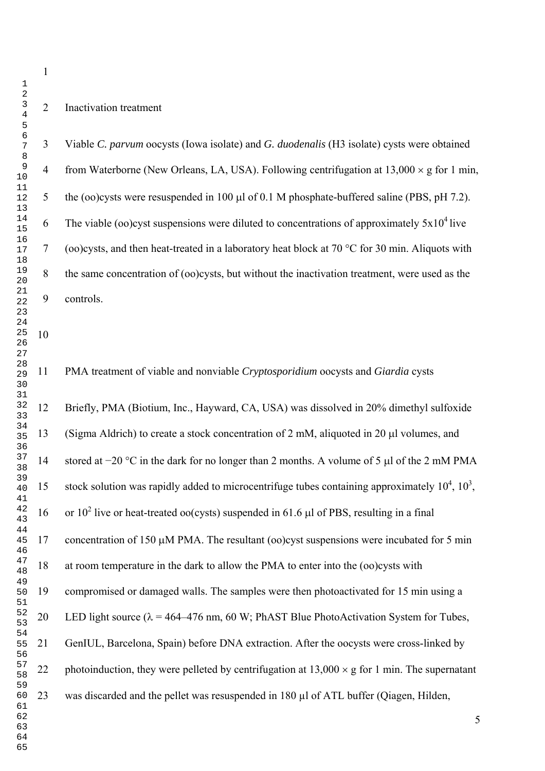## Inactivation treatment

Viable *C. parvum* oocysts (Iowa isolate) and *G. duodenalis* (H3 isolate) cysts were obtained from Waterborne (New Orleans, LA, USA). Following centrifugation at 13,000 × g for 1 min, the (oo)cysts were resuspended in 100 μl of 0.1 M phosphate-buffered saline (PBS, pH 7.2). The viable (oo)cyst suspensions were diluted to concentrations of approximately $5x10^4$ live (oo)cysts, and then heat-treated in a laboratory heat block at 70 °C for 30 min. Aliquots with the same concentration of (oo)cysts, but without the inactivation treatment, were used as the controls.

## PMA treatment of viable and nonviable *Cryptosporidium* oocysts and *Giardia* cysts

Briefly, PMA (Biotium, Inc., Hayward, CA, USA) was dissolved in 20% dimethyl sulfoxide (Sigma Aldrich) to create a stock concentration of 2 mM, aliquoted in 20 μl volumes, and stored at −20 °C in the dark for no longer than 2 months. A volume of 5 μl of the 2 mM PMA stock solution was rapidly added to microcentrifuge tubes containing approximately $10^4$, $10^3$, or $10^2$ live or heat-treated oo(cysts) suspended in 61.6 μl of PBS, resulting in a final concentration of 150 μM PMA. The resultant (oo)cyst suspensions were incubated for 5 min at room temperature in the dark to allow the PMA to enter into the (oo)cysts with compromised or damaged walls. The samples were then photoactivated for 15 min using a LED light source (λ = 464–476 nm, 60 W; PhAST Blue PhotoActivation System for Tubes, GenIUL, Barcelona, Spain) before DNA extraction. After the oocysts were cross-linked by photoinduction, they were pelleted by centrifugation at 13,000 × g for 1 min. The supernatant was discarded and the pellet was resuspended in 180 μl of ATL buffer (Qiagen, Hilden,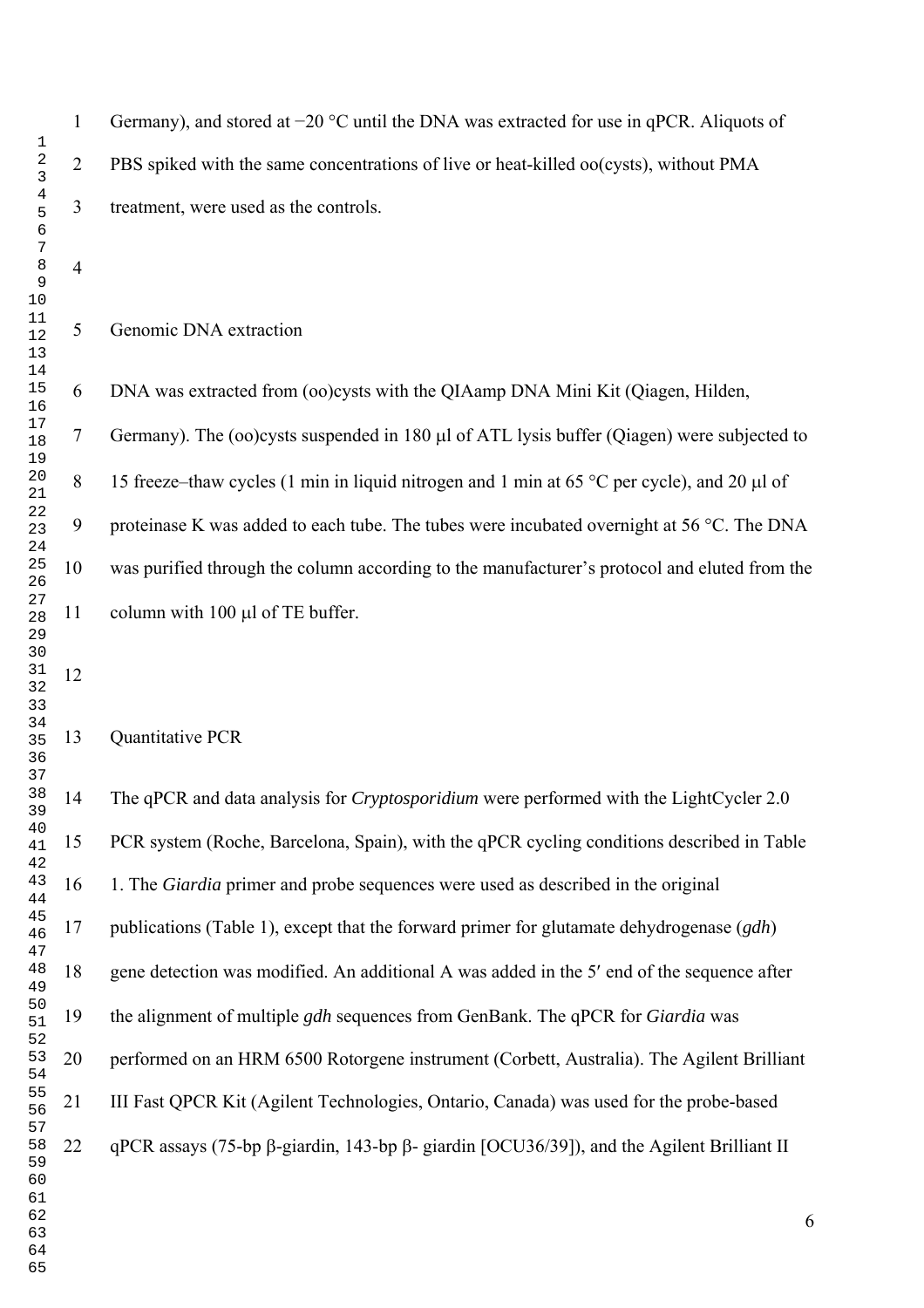Germany), and stored at −20 °C until the DNA was extracted for use in qPCR. Aliquots of PBS spiked with the same concentrations of live or heat-killed oo(cysts), without PMA treatment, were used as the controls.

## Genomic DNA extraction

DNA was extracted from (oo)cysts with the QIAamp DNA Mini Kit (Qiagen, Hilden, Germany). The (oo)cysts suspended in 180 μl of ATL lysis buffer (Qiagen) were subjected to 15 freeze–thaw cycles (1 min in liquid nitrogen and 1 min at 65 °C per cycle), and 20 μl of proteinase K was added to each tube. The tubes were incubated overnight at 56 °C. The DNA was purified through the column according to the manufacturer's protocol and eluted from the column with 100 μl of TE buffer.

## Quantitative PCR

The qPCR and data analysis for *Cryptosporidium* were performed with the LightCycler 2.0 PCR system (Roche, Barcelona, Spain), with the qPCR cycling conditions described in Table 1. The *Giardia* primer and probe sequences were used as described in the original publications (Table 1), except that the forward primer for glutamate dehydrogenase (*gdh*) gene detection was modified. An additional A was added in the 5′ end of the sequence after the alignment of multiple *gdh* sequences from GenBank. The qPCR for *Giardia* was performed on an HRM 6500 Rotorgene instrument (Corbett, Australia). The Agilent Brilliant III Fast QPCR Kit (Agilent Technologies, Ontario, Canada) was used for the probe-based qPCR assays (75-bp β-giardin, 143-bp β- giardin [OCU36/39]), and the Agilent Brilliant II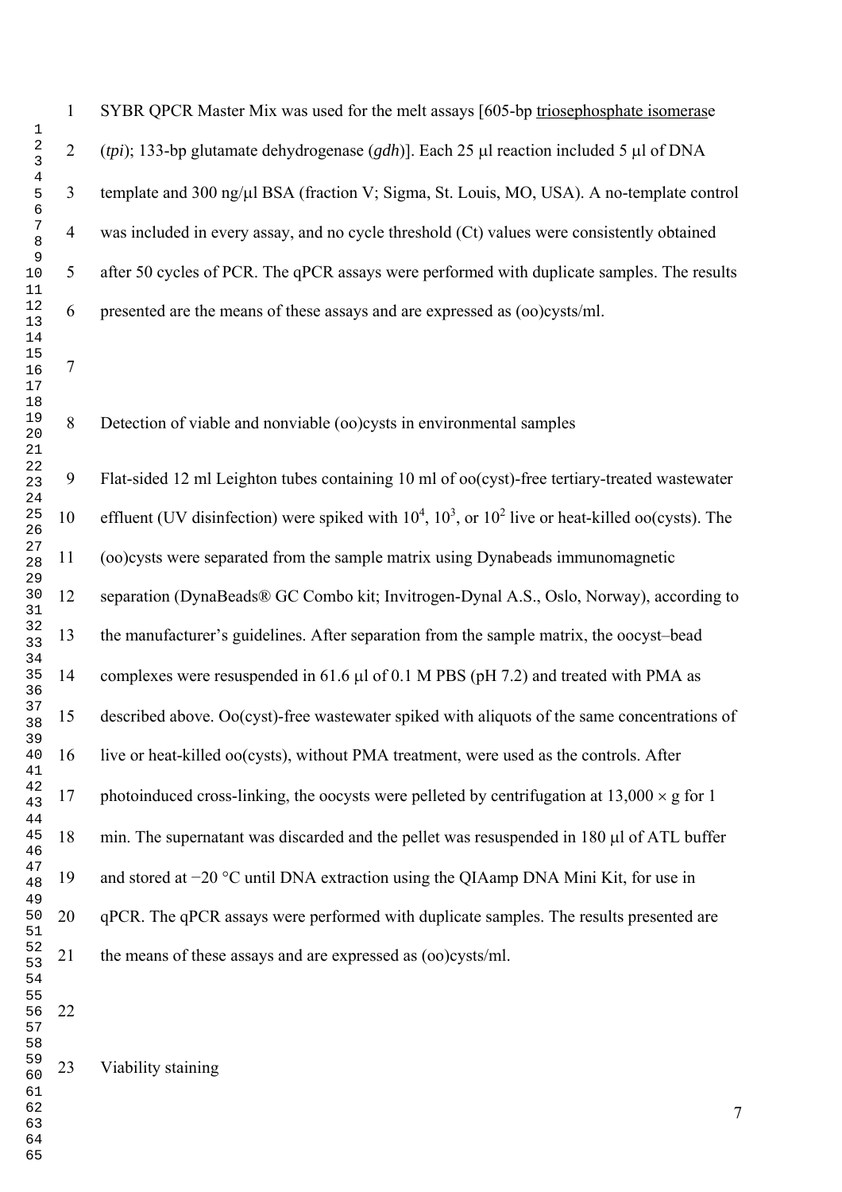SYBR QPCR Master Mix was used for the melt assays [605-bp triosephosphate isomerase (*tpi*); 133-bp glutamate dehydrogenase (*gdh*)]. Each 25 μl reaction included 5 μl of DNA template and 300 ng/μl BSA (fraction V; Sigma, St. Louis, MO, USA). A no-template control was included in every assay, and no cycle threshold (Ct) values were consistently obtained after 50 cycles of PCR. The qPCR assays were performed with duplicate samples. The results presented are the means of these assays and are expressed as (oo)cysts/ml.

## Detection of viable and nonviable (oo)cysts in environmental samples

Flat-sided 12 ml Leighton tubes containing 10 ml of oo(cyst)-free tertiary-treated wastewater effluent (UV disinfection) were spiked with $10^4$, $10^3$, or $10^2$ live or heat-killed oo(cysts). The (oo)cysts were separated from the sample matrix using Dynabeads immunomagnetic separation (DynaBeads® GC Combo kit; Invitrogen-Dynal A.S., Oslo, Norway), according to the manufacturer's guidelines. After separation from the sample matrix, the oocyst–bead complexes were resuspended in 61.6 μl of 0.1 M PBS (pH 7.2) and treated with PMA as described above. Oo(cyst)-free wastewater spiked with aliquots of the same concentrations of live or heat-killed oo(cysts), without PMA treatment, were used as the controls. After photoinduced cross-linking, the oocysts were pelleted by centrifugation at 13,000 × g for 1 min. The supernatant was discarded and the pellet was resuspended in 180 μl of ATL buffer and stored at −20 °C until DNA extraction using the QIAamp DNA Mini Kit, for use in qPCR. The qPCR assays were performed with duplicate samples. The results presented are the means of these assays and are expressed as (oo)cysts/ml.

## Viability staining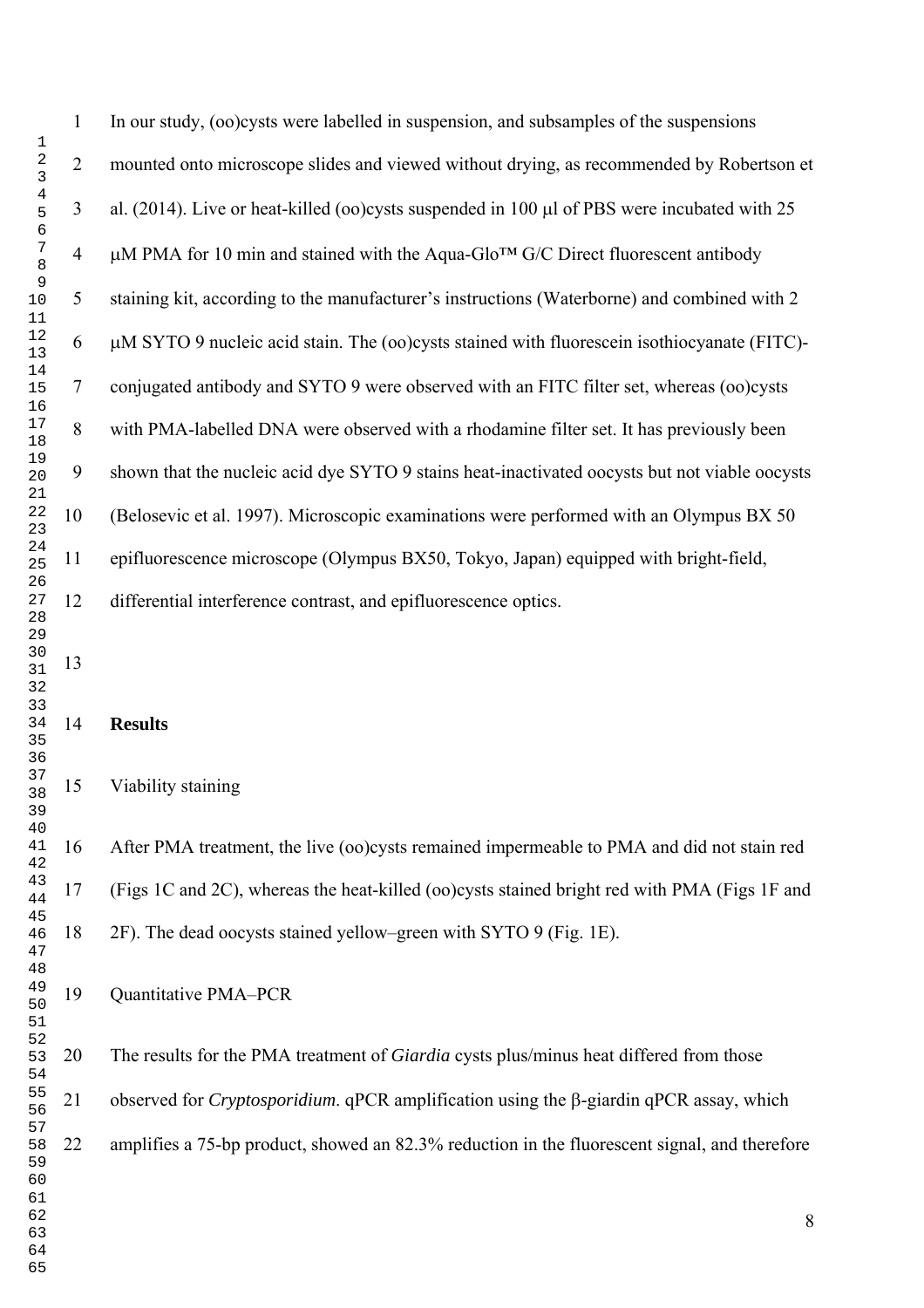In our study, (oo)cysts were labelled in suspension, and subsamples of the suspensions mounted onto microscope slides and viewed without drying, as recommended by Robertson et al. (2014). Live or heat-killed (oo)cysts suspended in 100 μl of PBS were incubated with 25 μM PMA for 10 min and stained with the Aqua-Glo™ G/C Direct fluorescent antibody staining kit, according to the manufacturer's instructions (Waterborne) and combined with 2 μM SYTO 9 nucleic acid stain. The (oo)cysts stained with fluorescein isothiocyanate (FITC)-conjugated antibody and SYTO 9 were observed with an FITC filter set, whereas (oo)cysts with PMA-labelled DNA were observed with a rhodamine filter set. It has previously been shown that the nucleic acid dye SYTO 9 stains heat-inactivated oocysts but not viable oocysts (Belosevic et al. 1997). Microscopic examinations were performed with an Olympus BX 50 epifluorescence microscope (Olympus BX50, Tokyo, Japan) equipped with bright-field, differential interference contrast, and epifluorescence optics.

## Results

### Viability staining

After PMA treatment, the live (oo)cysts remained impermeable to PMA and did not stain red (Figs 1C and 2C), whereas the heat-killed (oo)cysts stained bright red with PMA (Figs 1F and 2F). The dead oocysts stained yellow–green with SYTO 9 (Fig. 1E).

### Quantitative PMA–PCR

The results for the PMA treatment of *Giardia* cysts plus/minus heat differed from those observed for *Cryptosporidium*. qPCR amplification using the β-giardin qPCR assay, which amplifies a 75-bp product, showed an 82.3% reduction in the fluorescent signal, and therefore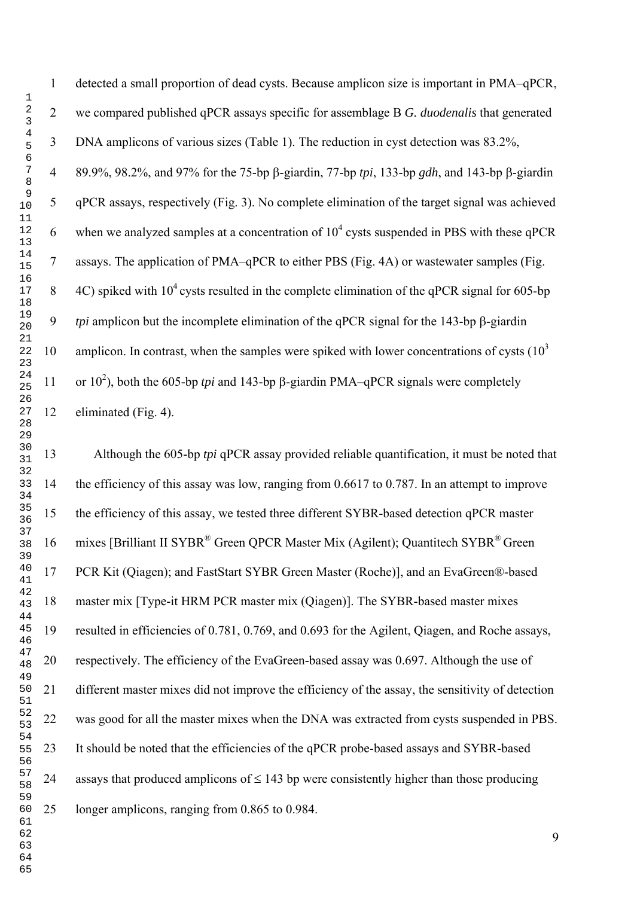detected a small proportion of dead cysts. Because amplicon size is important in PMA–qPCR, we compared published qPCR assays specific for assemblage B *G. duodenalis* that generated DNA amplicons of various sizes (Table 1). The reduction in cyst detection was 83.2%, 89.9%, 98.2%, and 97% for the 75-bp β-giardin, 77-bp *tpi*, 133-bp *gdh*, and 143-bp β-giardin qPCR assays, respectively (Fig. 3). No complete elimination of the target signal was achieved when we analyzed samples at a concentration of $10^4$ cysts suspended in PBS with these qPCR assays. The application of PMA–qPCR to either PBS (Fig. 4A) or wastewater samples (Fig. 4C) spiked with $10^4$ cysts resulted in the complete elimination of the qPCR signal for 605-bp *tpi* amplicon but the incomplete elimination of the qPCR signal for the 143-bp β-giardin amplicon. In contrast, when the samples were spiked with lower concentrations of cysts ($10^3$ or $10^2$), both the 605-bp *tpi* and 143-bp β-giardin PMA–qPCR signals were completely eliminated (Fig. 4).

Although the 605-bp *tpi* qPCR assay provided reliable quantification, it must be noted that the efficiency of this assay was low, ranging from 0.6617 to 0.787. In an attempt to improve the efficiency of this assay, we tested three different SYBR-based detection qPCR master mixes [Brilliant II SYBR® Green QPCR Master Mix (Agilent); Quantitech SYBR® Green PCR Kit (Qiagen); and FastStart SYBR Green Master (Roche)], and an EvaGreen®-based master mix [Type-it HRM PCR master mix (Qiagen)]. The SYBR-based master mixes resulted in efficiencies of 0.781, 0.769, and 0.693 for the Agilent, Qiagen, and Roche assays, respectively. The efficiency of the EvaGreen-based assay was 0.697. Although the use of different master mixes did not improve the efficiency of the assay, the sensitivity of detection was good for all the master mixes when the DNA was extracted from cysts suspended in PBS. It should be noted that the efficiencies of the qPCR probe-based assays and SYBR-based assays that produced amplicons of ≤ 143 bp were consistently higher than those producing longer amplicons, ranging from 0.865 to 0.984.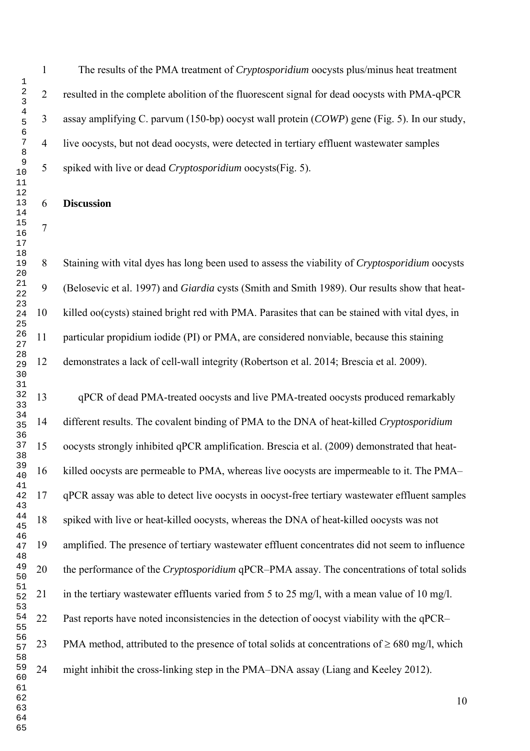The results of the PMA treatment of *Cryptosporidium* oocysts plus/minus heat treatment resulted in the complete abolition of the fluorescent signal for dead oocysts with PMA-qPCR assay amplifying C. parvum (150-bp) oocyst wall protein (*COWP*) gene (Fig. 5). In our study, live oocysts, but not dead oocysts, were detected in tertiary effluent wastewater samples spiked with live or dead *Cryptosporidium* oocysts(Fig. 5).

## Discussion

Staining with vital dyes has long been used to assess the viability of *Cryptosporidium* oocysts (Belosevic et al. 1997) and *Giardia* cysts (Smith and Smith 1989). Our results show that heat-killed oo(cysts) stained bright red with PMA. Parasites that can be stained with vital dyes, in particular propidium iodide (PI) or PMA, are considered nonviable, because this staining demonstrates a lack of cell-wall integrity (Robertson et al. 2014; Brescia et al. 2009).

qPCR of dead PMA-treated oocysts and live PMA-treated oocysts produced remarkably different results. The covalent binding of PMA to the DNA of heat-killed *Cryptosporidium* oocysts strongly inhibited qPCR amplification. Brescia et al. (2009) demonstrated that heat-killed oocysts are permeable to PMA, whereas live oocysts are impermeable to it. The PMA–qPCR assay was able to detect live oocysts in oocyst-free tertiary wastewater effluent samples spiked with live or heat-killed oocysts, whereas the DNA of heat-killed oocysts was not amplified. The presence of tertiary wastewater effluent concentrates did not seem to influence the performance of the *Cryptosporidium* qPCR–PMA assay. The concentrations of total solids in the tertiary wastewater effluents varied from 5 to 25 mg/l, with a mean value of 10 mg/l. Past reports have noted inconsistencies in the detection of oocyst viability with the qPCR–PMA method, attributed to the presence of total solids at concentrations of $\geq 680$ mg/l, which might inhibit the cross-linking step in the PMA–DNA assay (Liang and Keeley 2012).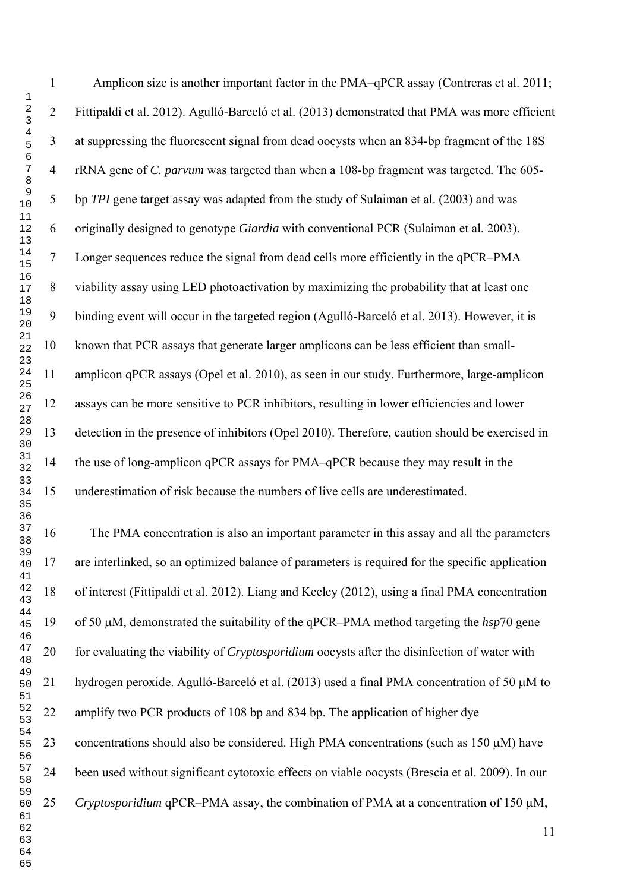Amplicon size is another important factor in the PMA–qPCR assay (Contreras et al. 2011; Fittipaldi et al. 2012). Agulló-Barceló et al. (2013) demonstrated that PMA was more efficient at suppressing the fluorescent signal from dead oocysts when an 834-bp fragment of the 18S rRNA gene of *C. parvum* was targeted than when a 108-bp fragment was targeted. The 605-bp *TPI* gene target assay was adapted from the study of Sulaiman et al. (2003) and was originally designed to genotype *Giardia* with conventional PCR (Sulaiman et al. 2003). Longer sequences reduce the signal from dead cells more efficiently in the qPCR–PMA viability assay using LED photoactivation by maximizing the probability that at least one binding event will occur in the targeted region (Agulló-Barceló et al. 2013). However, it is known that PCR assays that generate larger amplicons can be less efficient than small-amplicon qPCR assays (Opel et al. 2010), as seen in our study. Furthermore, large-amplicon assays can be more sensitive to PCR inhibitors, resulting in lower efficiencies and lower detection in the presence of inhibitors (Opel 2010). Therefore, caution should be exercised in the use of long-amplicon qPCR assays for PMA–qPCR because they may result in the underestimation of risk because the numbers of live cells are underestimated.

The PMA concentration is also an important parameter in this assay and all the parameters are interlinked, so an optimized balance of parameters is required for the specific application of interest (Fittipaldi et al. 2012). Liang and Keeley (2012), using a final PMA concentration of 50 μM, demonstrated the suitability of the qPCR–PMA method targeting the *hsp*70 gene for evaluating the viability of *Cryptosporidium* oocysts after the disinfection of water with hydrogen peroxide. Agulló-Barceló et al. (2013) used a final PMA concentration of 50 μM to amplify two PCR products of 108 bp and 834 bp. The application of higher dye concentrations should also be considered. High PMA concentrations (such as 150 μM) have been used without significant cytotoxic effects on viable oocysts (Brescia et al. 2009). In our *Cryptosporidium* qPCR–PMA assay, the combination of PMA at a concentration of 150 μM,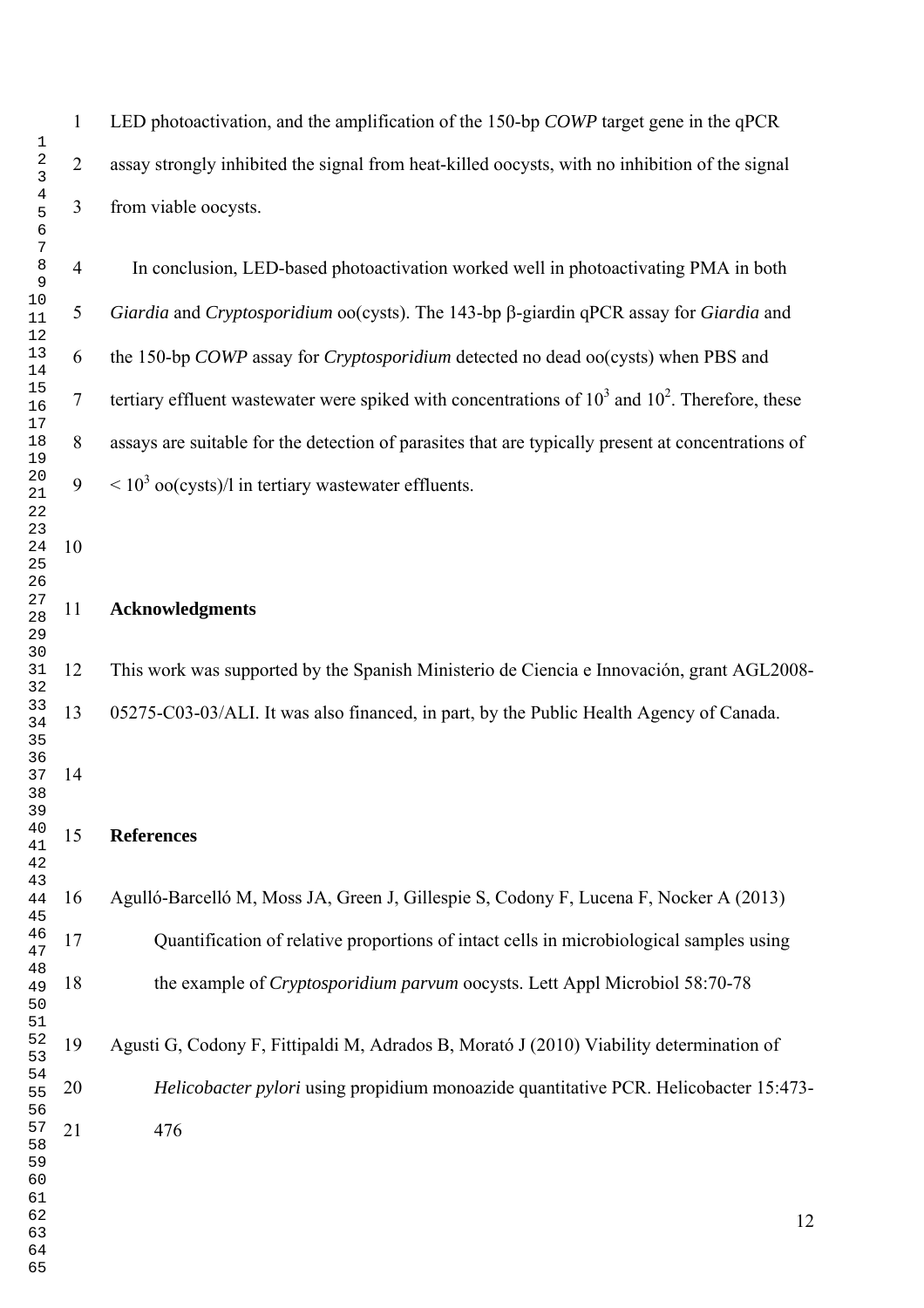LED photoactivation, and the amplification of the 150-bp *COWP* target gene in the qPCR assay strongly inhibited the signal from heat-killed oocysts, with no inhibition of the signal from viable oocysts.

In conclusion, LED-based photoactivation worked well in photoactivating PMA in both *Giardia* and *Cryptosporidium* oo(cysts). The 143-bp β-giardin qPCR assay for *Giardia* and the 150-bp *COWP* assay for *Cryptosporidium* detected no dead oo(cysts) when PBS and tertiary effluent wastewater were spiked with concentrations of $10^3$ and $10^2$. Therefore, these assays are suitable for the detection of parasites that are typically present at concentrations of $< 10^3$ oo(cysts)/l in tertiary wastewater effluents.

## Acknowledgments

This work was supported by the Spanish Ministerio de Ciencia e Innovación, grant AGL2008-05275-C03-03/ALI. It was also financed, in part, by the Public Health Agency of Canada.

## References

Agulló-Barcelló M, Moss JA, Green J, Gillespie S, Codony F, Lucena F, Nocker A (2013) Quantification of relative proportions of intact cells in microbiological samples using the example of *Cryptosporidium parvum* oocysts. Lett Appl Microbiol 58:70-78

Agusti G, Codony F, Fittipaldi M, Adrados B, Morató J (2010) Viability determination of *Helicobacter pylori* using propidium monoazide quantitative PCR. Helicobacter 15:473-476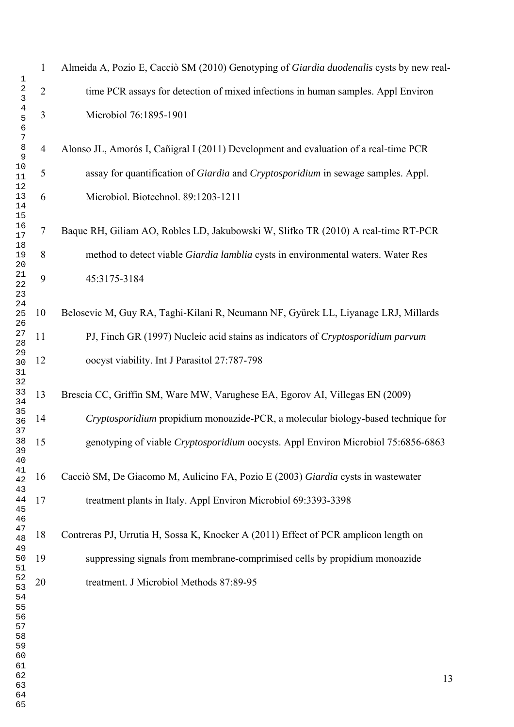Almeida A, Pozio E, Cacciò SM (2010) Genotyping of *Giardia duodenalis* cysts by new real-time PCR assays for detection of mixed infections in human samples. Appl Environ Microbiol 76:1895-1901

Alonso JL, Amorós I, Cañigral I (2011) Development and evaluation of a real-time PCR assay for quantification of *Giardia* and *Cryptosporidium* in sewage samples. Appl. Microbiol. Biotechnol. 89:1203-1211

Baque RH, Giliam AO, Robles LD, Jakubowski W, Slifko TR (2010) A real-time RT-PCR method to detect viable *Giardia lamblia* cysts in environmental waters. Water Res 45:3175-3184

Belosevic M, Guy RA, Taghi-Kilani R, Neumann NF, Gyürek LL, Liyanage LRJ, Millards PJ, Finch GR (1997) Nucleic acid stains as indicators of *Cryptosporidium parvum* oocyst viability. Int J Parasitol 27:787-798

Brescia CC, Griffin SM, Ware MW, Varughese EA, Egorov AI, Villegas EN (2009) *Cryptosporidium* propidium monoazide-PCR, a molecular biology-based technique for genotyping of viable *Cryptosporidium* oocysts. Appl Environ Microbiol 75:6856-6863

Cacciò SM, De Giacomo M, Aulicino FA, Pozio E (2003) *Giardia* cysts in wastewater treatment plants in Italy. Appl Environ Microbiol 69:3393-3398

Contreras PJ, Urrutia H, Sossa K, Knocker A (2011) Effect of PCR amplicon length on suppressing signals from membrane-comprimised cells by propidium monoazide treatment. J Microbiol Methods 87:89-95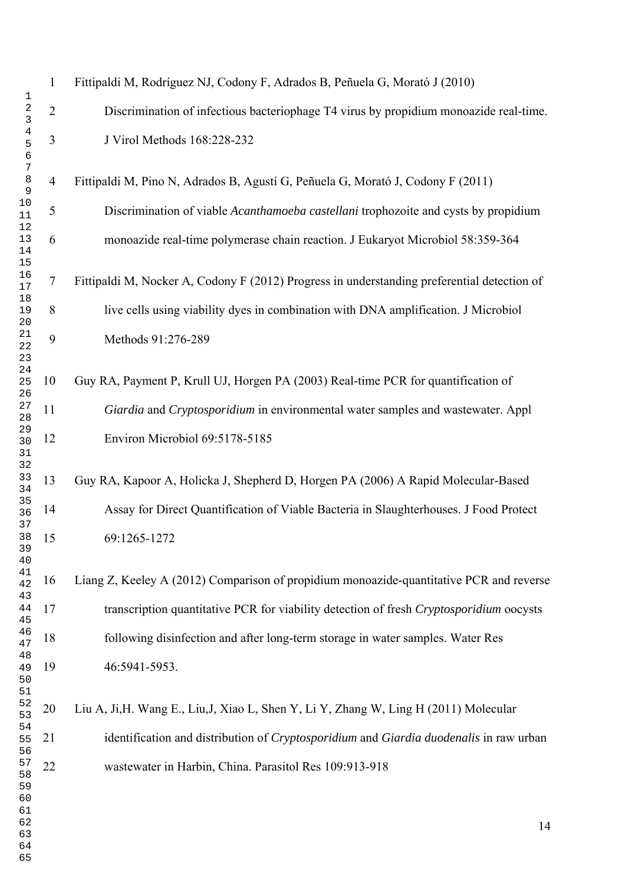Fittipaldi M, Rodríguez NJ, Codony F, Adrados B, Peñuela G, Morató J (2010) Discrimination of infectious bacteriophage T4 virus by propidium monoazide real-time. J Virol Methods 168:228-232

Fittipaldi M, Pino N, Adrados B, Agustí G, Peñuela G, Morató J, Codony F (2011) Discrimination of viable *Acanthamoeba castellani* trophozoite and cysts by propidium monoazide real-time polymerase chain reaction. J Eukaryot Microbiol 58:359-364

Fittipaldi M, Nocker A, Codony F (2012) Progress in understanding preferential detection of live cells using viability dyes in combination with DNA amplification. J Microbiol Methods 91:276-289

Guy RA, Payment P, Krull UJ, Horgen PA (2003) Real-time PCR for quantification of *Giardia* and *Cryptosporidium* in environmental water samples and wastewater. Appl Environ Microbiol 69:5178-5185

Guy RA, Kapoor A, Holicka J, Shepherd D, Horgen PA (2006) A Rapid Molecular-Based Assay for Direct Quantification of Viable Bacteria in Slaughterhouses. J Food Protect 69:1265-1272

Liang Z, Keeley A (2012) Comparison of propidium monoazide-quantitative PCR and reverse transcription quantitative PCR for viability detection of fresh *Cryptosporidium* oocysts following disinfection and after long-term storage in water samples. Water Res 46:5941-5953.

Liu A, Ji,H. Wang E., Liu,J, Xiao L, Shen Y, Li Y, Zhang W, Ling H (2011) Molecular identification and distribution of *Cryptosporidium* and *Giardia duodenalis* in raw urban wastewater in Harbin, China. Parasitol Res 109:913-918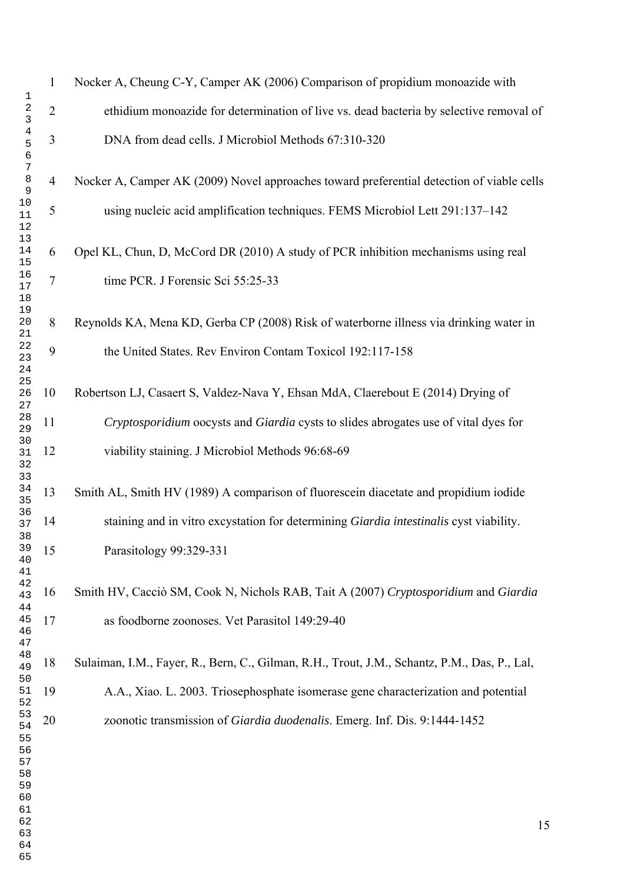Nocker A, Cheung C-Y, Camper AK (2006) Comparison of propidium monoazide with ethidium monoazide for determination of live vs. dead bacteria by selective removal of DNA from dead cells. J Microbiol Methods 67:310-320

Nocker A, Camper AK (2009) Novel approaches toward preferential detection of viable cells using nucleic acid amplification techniques. FEMS Microbiol Lett 291:137–142

Opel KL, Chun, D, McCord DR (2010) A study of PCR inhibition mechanisms using real time PCR. J Forensic Sci 55:25-33

Reynolds KA, Mena KD, Gerba CP (2008) Risk of waterborne illness via drinking water in the United States. Rev Environ Contam Toxicol 192:117-158

Robertson LJ, Casaert S, Valdez-Nava Y, Ehsan MdA, Claerebout E (2014) Drying of *Cryptosporidium* oocysts and *Giardia* cysts to slides abrogates use of vital dyes for viability staining. J Microbiol Methods 96:68-69

Smith AL, Smith HV (1989) A comparison of fluorescein diacetate and propidium iodide staining and in vitro excystation for determining *Giardia intestinalis* cyst viability. Parasitology 99:329-331

Smith HV, Cacciò SM, Cook N, Nichols RAB, Tait A (2007) *Cryptosporidium* and *Giardia* as foodborne zoonoses. Vet Parasitol 149:29-40

Sulaiman, I.M., Fayer, R., Bern, C., Gilman, R.H., Trout, J.M., Schantz, P.M., Das, P., Lal, A.A., Xiao. L. 2003. Triosephosphate isomerase gene characterization and potential zoonotic transmission of *Giardia duodenalis*. Emerg. Inf. Dis. 9:1444-1452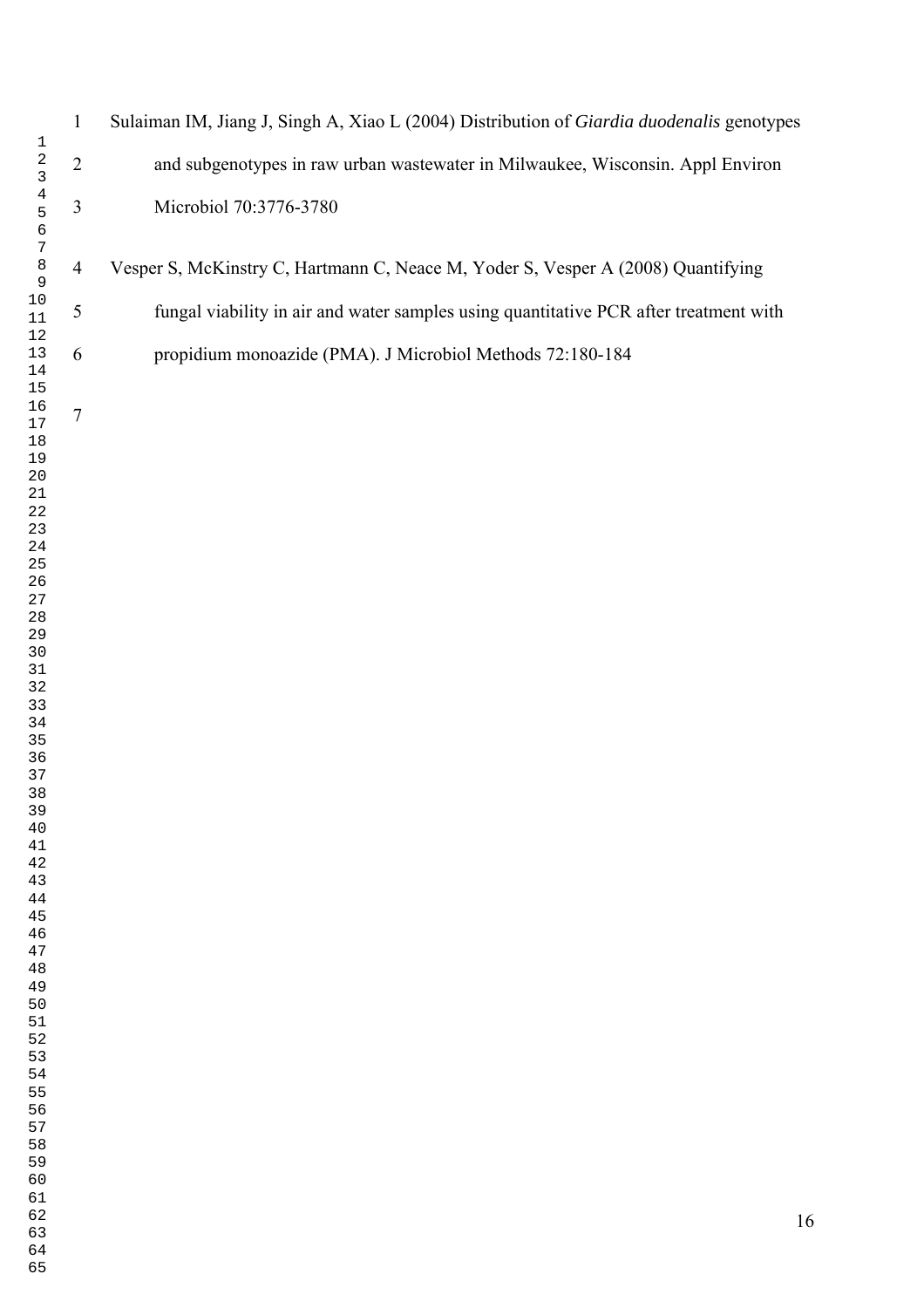Sulaiman IM, Jiang J, Singh A, Xiao L (2004) Distribution of *Giardia duodenalis* genotypes and subgenotypes in raw urban wastewater in Milwaukee, Wisconsin. Appl Environ Microbiol 70:3776-3780

Vesper S, McKinstry C, Hartmann C, Neace M, Yoder S, Vesper A (2008) Quantifying fungal viability in air and water samples using quantitative PCR after treatment with propidium monoazide (PMA). J Microbiol Methods 72:180-184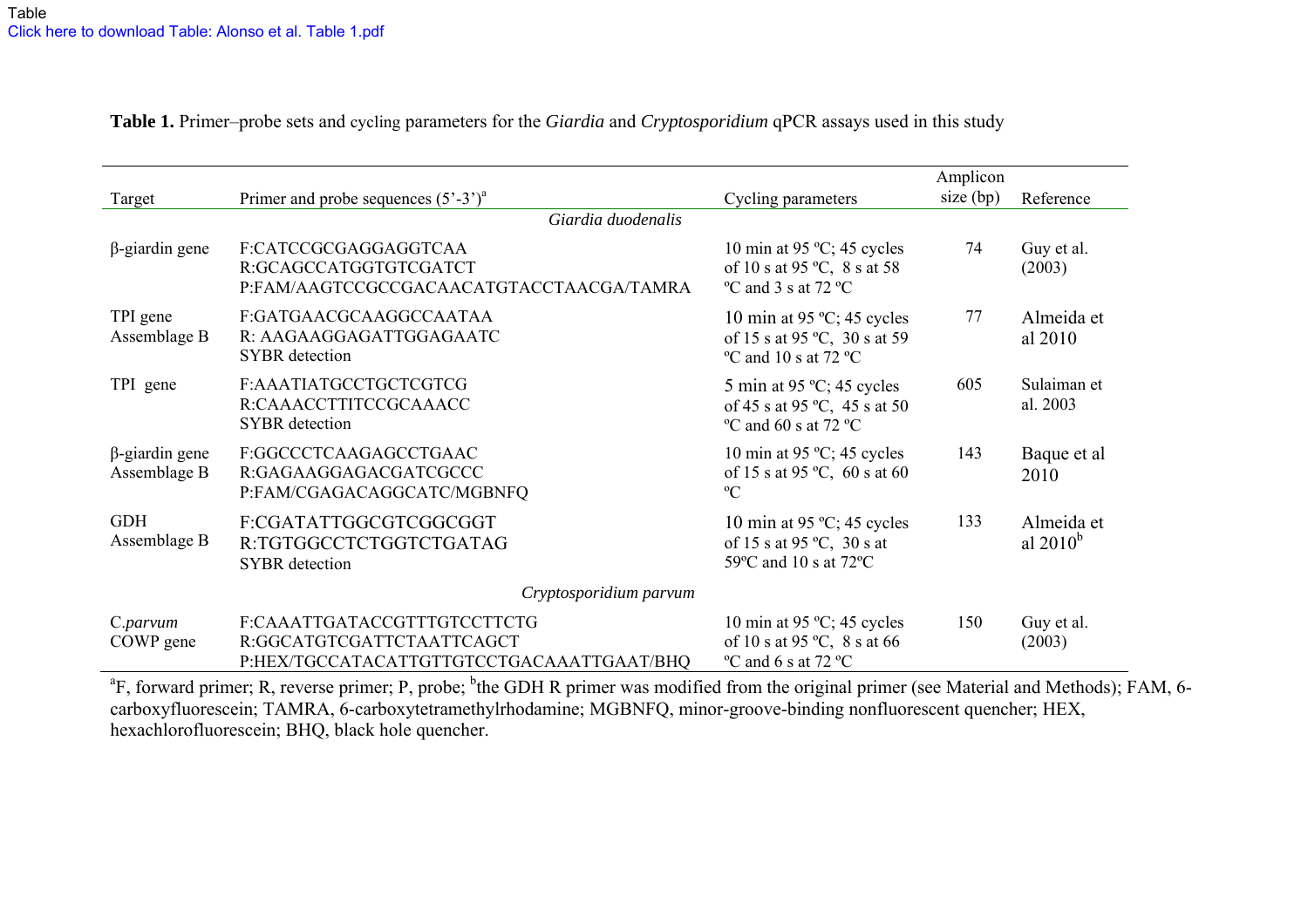**Table 1.** Primer–probe sets and cycling parameters for the *Giardia* and *Cryptosporidium* qPCR assays used in this study

| Target | Primer and probe sequences (5'-3')[a] | Cycling parameters | Amplicon size (bp) | Reference |
|---|---|---|---|---|
| | *Giardia duodenalis* | | | |
| β-giardin gene | F:CATCCGCGAGGAGGTCAA<br>R:GCAGCCATGGTGTCGATCT<br>P:FAM/AAGTCCGCCGACAACATGTACCTAACGA/TAMRA | 10 min at 95 ºC; 45 cycles of 10 s at 95 ºC, 8 s at 58 ºC and 3 s at 72 ºC | 74 | Guy et al. (2003) |
| TPI gene Assemblage B | F:GATGAACGCAAGGCCAATAA<br>R: AAGAAGGAGATTGGAGAATC<br>SYBR detection | 10 min at 95 ºC; 45 cycles of 15 s at 95 ºC, 30 s at 59 ºC and 10 s at 72 ºC | 77 | Almeida et al 2010 |
| TPI gene | F:AAATIATGCCTGCTCGTCG<br>R:CAAACCTTITCCGCAAACC<br>SYBR detection | 5 min at 95 ºC; 45 cycles of 45 s at 95 ºC, 45 s at 50 ºC and 60 s at 72 ºC | 605 | Sulaiman et al. 2003 |
| β-giardin gene Assemblage B | F:GGCCCTCAAGAGCCTGAAC<br>R:GAGAAGGAGACGATCGCCC<br>P:FAM/CGAGACAGGCATC/MGBNFQ | 10 min at 95 ºC; 45 cycles of 15 s at 95 ºC, 60 s at 60 ºC | 143 | Baque et al 2010 |
| GDH Assemblage B | F:CGATATTGGCGTCGGCGGT<br>R:TGTGGCCTCTGGTCTGATAG<br>SYBR detection | 10 min at 95 ºC; 45 cycles of 15 s at 95 ºC, 30 s at 59ºC and 10 s at 72ºC | 133 | Almeida et al 2010[b] |
| | *Cryptosporidium parvum* | | | |
| C.*parvum* COWP gene | F:CAAATTGATACCGTTTGTCCTTCTG<br>R:GGCATGTCGATTCTAATTCAGCT<br>P:HEX/TGCCATACATTGTTGTCCTGACAAATTGAAT/BHQ | 10 min at 95 ºC; 45 cycles of 10 s at 95 ºC, 8 s at 66 ºC and 6 s at 72 ºC | 150 | Guy et al. (2003) |

[a]F, forward primer; R, reverse primer; P, probe; [b]the GDH R primer was modified from the original primer (see Material and Methods); FAM, 6-carboxyfluorescein; TAMRA, 6-carboxytetramethylrhodamine; MGBNFQ, minor-groove-binding nonfluorescent quencher; HEX, hexachlorofluorescein; BHQ, black hole quencher.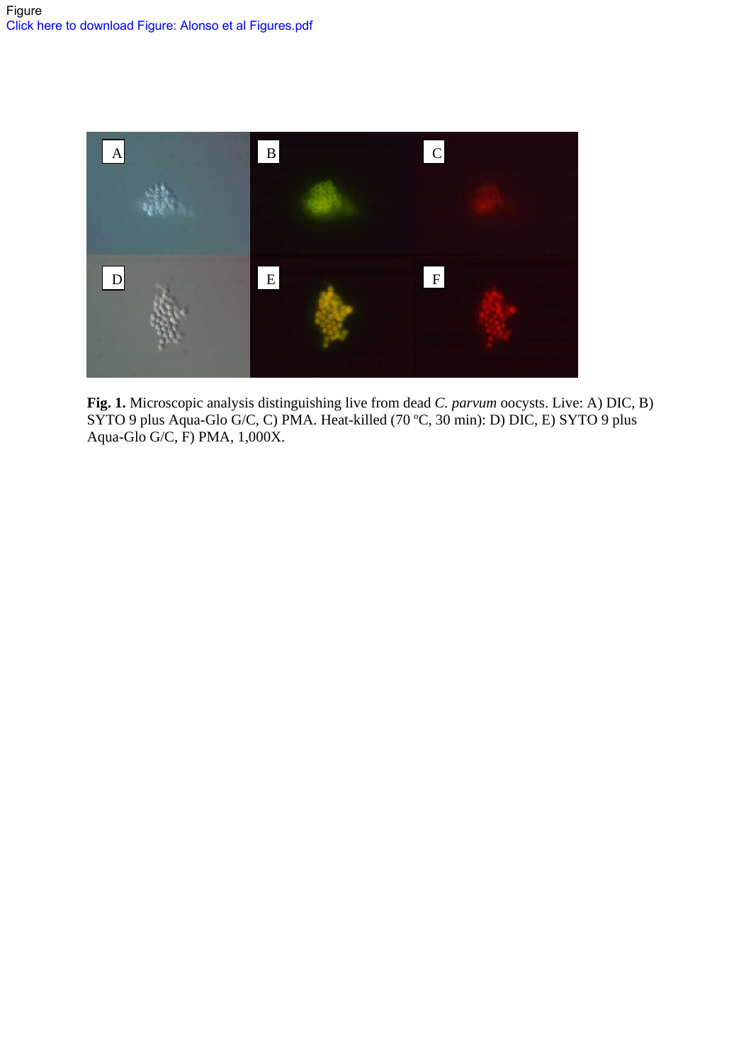Figure

Click here to download Figure: Alonso et al Figures.pdf

**Fig. 1.** Microscopic analysis distinguishing live from dead *C. parvum* oocysts. Live: A) DIC, B) SYTO 9 plus Aqua-Glo G/C, C) PMA. Heat-killed (70 ºC, 30 min): D) DIC, E) SYTO 9 plus Aqua-Glo G/C, F) PMA, 1,000X.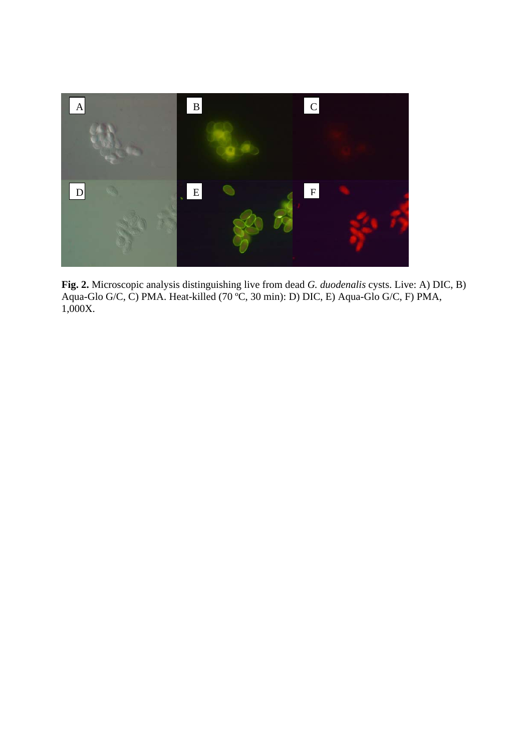**Fig. 2.** Microscopic analysis distinguishing live from dead *G. duodenalis* cysts. Live: A) DIC, B) Aqua-Glo G/C, C) PMA. Heat-killed (70 ºC, 30 min): D) DIC, E) Aqua-Glo G/C, F) PMA, 1,000X.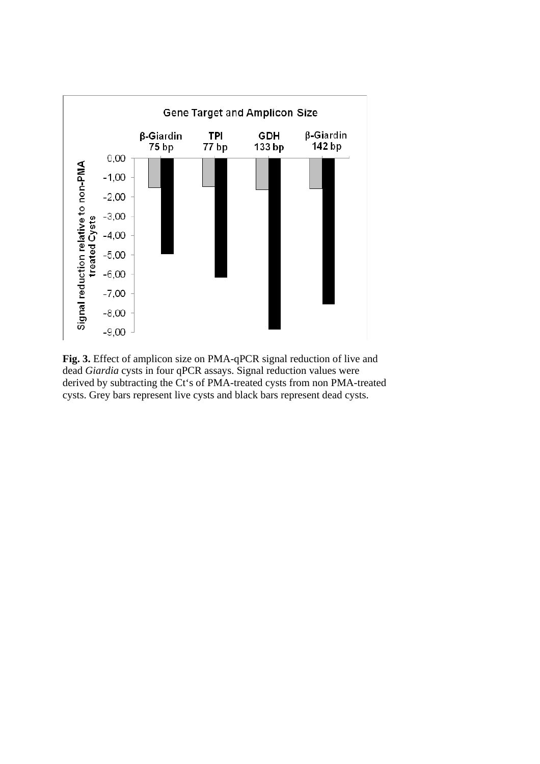**Fig. 3.** Effect of amplicon size on PMA-qPCR signal reduction of live and dead *Giardia* cysts in four qPCR assays. Signal reduction values were derived by subtracting the Ct's of PMA-treated cysts from non PMA-treated cysts. Grey bars represent live cysts and black bars represent dead cysts.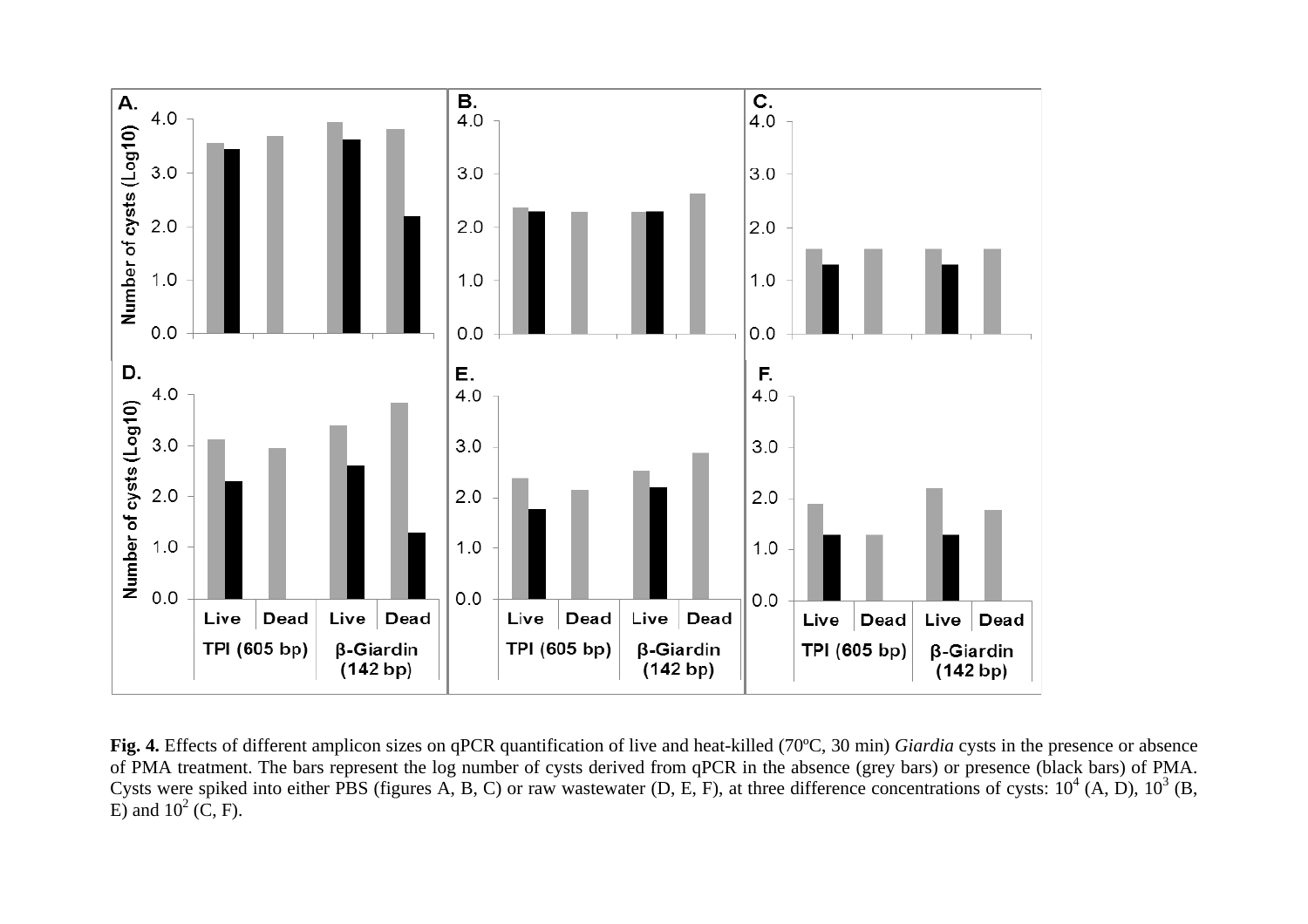**Fig. 4.** Effects of different amplicon sizes on qPCR quantification of live and heat-killed (70ºC, 30 min) *Giardia* cysts in the presence or absence of PMA treatment. The bars represent the log number of cysts derived from qPCR in the absence (grey bars) or presence (black bars) of PMA. Cysts were spiked into either PBS (figures A, B, C) or raw wastewater (D, E, F), at three difference concentrations of cysts: $10^4$ (A, D), $10^3$ (B, E) and $10^2$ (C, F).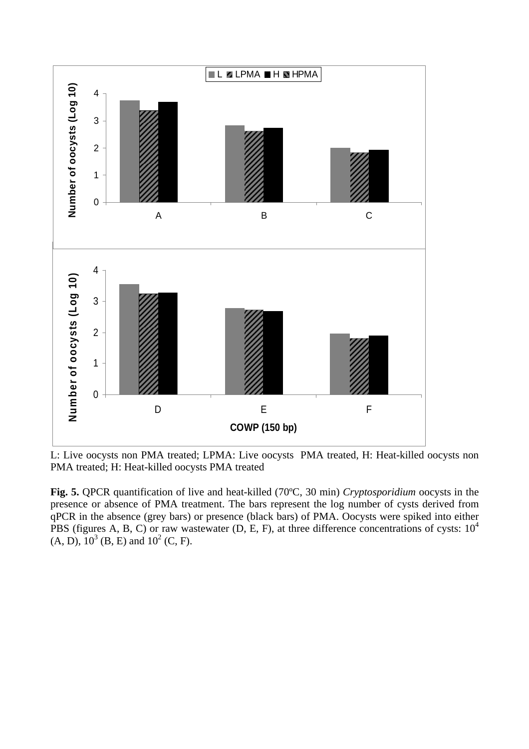L LPMA H HPMA

Number of oocysts (Log 10)

4
3
2
1
0

A B C

Number of oocysts (Log 10)

4
3
2
1
0

D E F

COWP (150 bp)

L: Live oocysts non PMA treated; LPMA: Live oocysts PMA treated, H: Heat-killed oocysts non PMA treated; H: Heat-killed oocysts PMA treated

**Fig. 5.** QPCR quantification of live and heat-killed (70ºC, 30 min) *Cryptosporidium* oocysts in the presence or absence of PMA treatment. The bars represent the log number of cysts derived from qPCR in the absence (grey bars) or presence (black bars) of PMA. Oocysts were spiked into either PBS (figures A, B, C) or raw wastewater (D, E, F), at three difference concentrations of cysts: $10^4$ (A, D), $10^3$ (B, E) and $10^2$ (C, F).